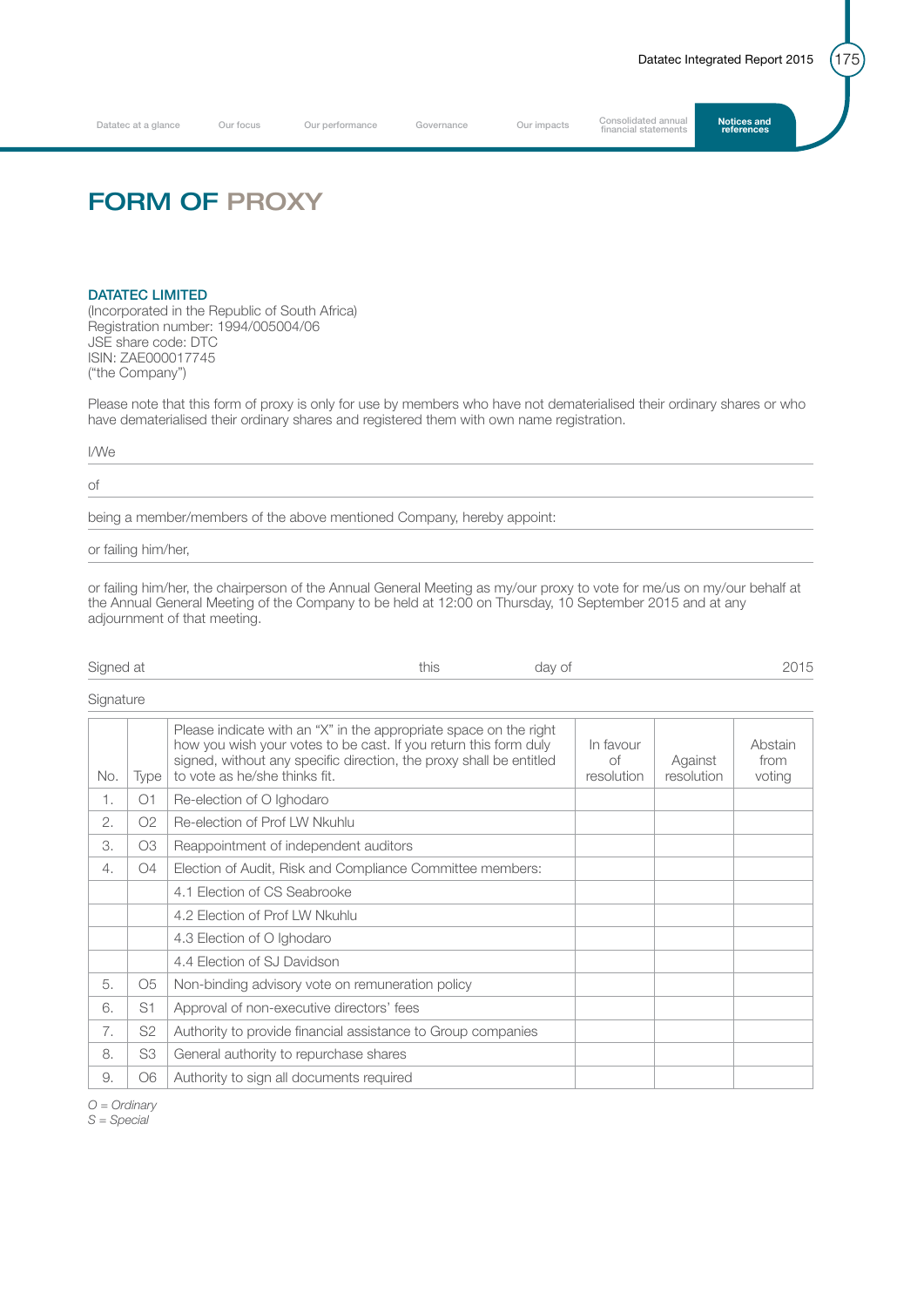# FORM OF PROXY

**DATATEC LIMITED**
(Incorporated in the Republic of South Africa)
Registration number: 1994/005004/06
JSE share code: DTC
ISIN: ZAE000017745
("the Company")

Please note that this form of proxy is only for use by members who have not dematerialised their ordinary shares or who have dematerialised their ordinary shares and registered them with own name registration.

I/We

of

being a member/members of the above mentioned Company, hereby appoint:

or failing him/her,

or failing him/her, the chairperson of the Annual General Meeting as my/our proxy to vote for me/us on my/our behalf at the Annual General Meeting of the Company to be held at 12:00 on Thursday, 10 September 2015 and at any adjournment of that meeting.

Signed at this day of 2015

Signature

| No. | Type | Please indicate with an "X" in the appropriate space on the right how you wish your votes to be cast. If you return this form duly signed, without any specific direction, the proxy shall be entitled to vote as he/she thinks fit. | In favour of resolution | Against resolution | Abstain from voting |
|---|---|---|---|---|---|
| 1. | O1 | Re-election of O Ighodaro | | | |
| 2. | O2 | Re-election of Prof LW Nkuhlu | | | |
| 3. | O3 | Reappointment of independent auditors | | | |
| 4. | O4 | Election of Audit, Risk and Compliance Committee members: | | | |
| | | 4.1 Election of CS Seabrooke | | | |
| | | 4.2 Election of Prof LW Nkuhlu | | | |
| | | 4.3 Election of O Ighodaro | | | |
| | | 4.4 Election of SJ Davidson | | | |
| 5. | O5 | Non-binding advisory vote on remuneration policy | | | |
| 6. | S1 | Approval of non-executive directors' fees | | | |
| 7. | S2 | Authority to provide financial assistance to Group companies | | | |
| 8. | S3 | General authority to repurchase shares | | | |
| 9. | O6 | Authority to sign all documents required | | | |

*O = Ordinary*
*S = Special*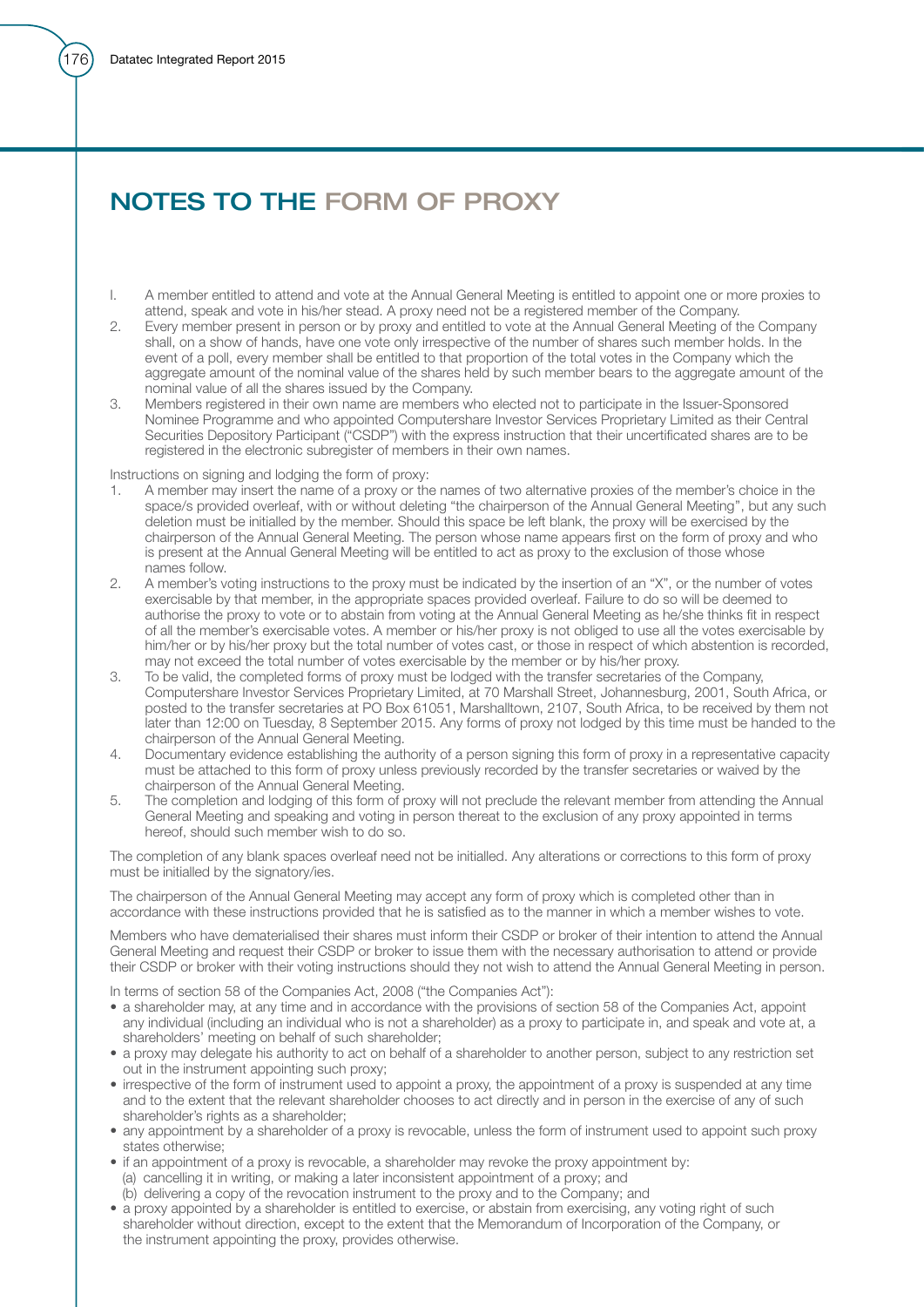# NOTES TO THE FORM OF PROXY

I. A member entitled to attend and vote at the Annual General Meeting is entitled to appoint one or more proxies to attend, speak and vote in his/her stead. A proxy need not be a registered member of the Company.
2. Every member present in person or by proxy and entitled to vote at the Annual General Meeting of the Company shall, on a show of hands, have one vote only irrespective of the number of shares such member holds. In the event of a poll, every member shall be entitled to that proportion of the total votes in the Company which the aggregate amount of the nominal value of the shares held by such member bears to the aggregate amount of the nominal value of all the shares issued by the Company.
3. Members registered in their own name are members who elected not to participate in the Issuer-Sponsored Nominee Programme and who appointed Computershare Investor Services Proprietary Limited as their Central Securities Depository Participant ("CSDP") with the express instruction that their uncertificated shares are to be registered in the electronic subregister of members in their own names.

Instructions on signing and lodging the form of proxy:

1. A member may insert the name of a proxy or the names of two alternative proxies of the member's choice in the space/s provided overleaf, with or without deleting "the chairperson of the Annual General Meeting", but any such deletion must be initialled by the member. Should this space be left blank, the proxy will be exercised by the chairperson of the Annual General Meeting. The person whose name appears first on the form of proxy and who is present at the Annual General Meeting will be entitled to act as proxy to the exclusion of those whose names follow.
2. A member's voting instructions to the proxy must be indicated by the insertion of an "X", or the number of votes exercisable by that member, in the appropriate spaces provided overleaf. Failure to do so will be deemed to authorise the proxy to vote or to abstain from voting at the Annual General Meeting as he/she thinks fit in respect of all the member's exercisable votes. A member or his/her proxy is not obliged to use all the votes exercisable by him/her or by his/her proxy but the total number of votes cast, or those in respect of which abstention is recorded, may not exceed the total number of votes exercisable by the member or by his/her proxy.
3. To be valid, the completed forms of proxy must be lodged with the transfer secretaries of the Company, Computershare Investor Services Proprietary Limited, at 70 Marshall Street, Johannesburg, 2001, South Africa, or posted to the transfer secretaries at PO Box 61051, Marshalltown, 2107, South Africa, to be received by them not later than 12:00 on Tuesday, 8 September 2015. Any forms of proxy not lodged by this time must be handed to the chairperson of the Annual General Meeting.
4. Documentary evidence establishing the authority of a person signing this form of proxy in a representative capacity must be attached to this form of proxy unless previously recorded by the transfer secretaries or waived by the chairperson of the Annual General Meeting.
5. The completion and lodging of this form of proxy will not preclude the relevant member from attending the Annual General Meeting and speaking and voting in person thereat to the exclusion of any proxy appointed in terms hereof, should such member wish to do so.

The completion of any blank spaces overleaf need not be initialled. Any alterations or corrections to this form of proxy must be initialled by the signatory/ies.

The chairperson of the Annual General Meeting may accept any form of proxy which is completed other than in accordance with these instructions provided that he is satisfied as to the manner in which a member wishes to vote.

Members who have dematerialised their shares must inform their CSDP or broker of their intention to attend the Annual General Meeting and request their CSDP or broker to issue them with the necessary authorisation to attend or provide their CSDP or broker with their voting instructions should they not wish to attend the Annual General Meeting in person.

In terms of section 58 of the Companies Act, 2008 ("the Companies Act"):

- a shareholder may, at any time and in accordance with the provisions of section 58 of the Companies Act, appoint any individual (including an individual who is not a shareholder) as a proxy to participate in, and speak and vote at, a shareholders' meeting on behalf of such shareholder;
- a proxy may delegate his authority to act on behalf of a shareholder to another person, subject to any restriction set out in the instrument appointing such proxy;
- irrespective of the form of instrument used to appoint a proxy, the appointment of a proxy is suspended at any time and to the extent that the relevant shareholder chooses to act directly and in person in the exercise of any of such shareholder's rights as a shareholder;
- any appointment by a shareholder of a proxy is revocable, unless the form of instrument used to appoint such proxy states otherwise;
- if an appointment of a proxy is revocable, a shareholder may revoke the proxy appointment by:
  (a) cancelling it in writing, or making a later inconsistent appointment of a proxy; and
  (b) delivering a copy of the revocation instrument to the proxy and to the Company; and
- a proxy appointed by a shareholder is entitled to exercise, or abstain from exercising, any voting right of such shareholder without direction, except to the extent that the Memorandum of Incorporation of the Company, or the instrument appointing the proxy, provides otherwise.